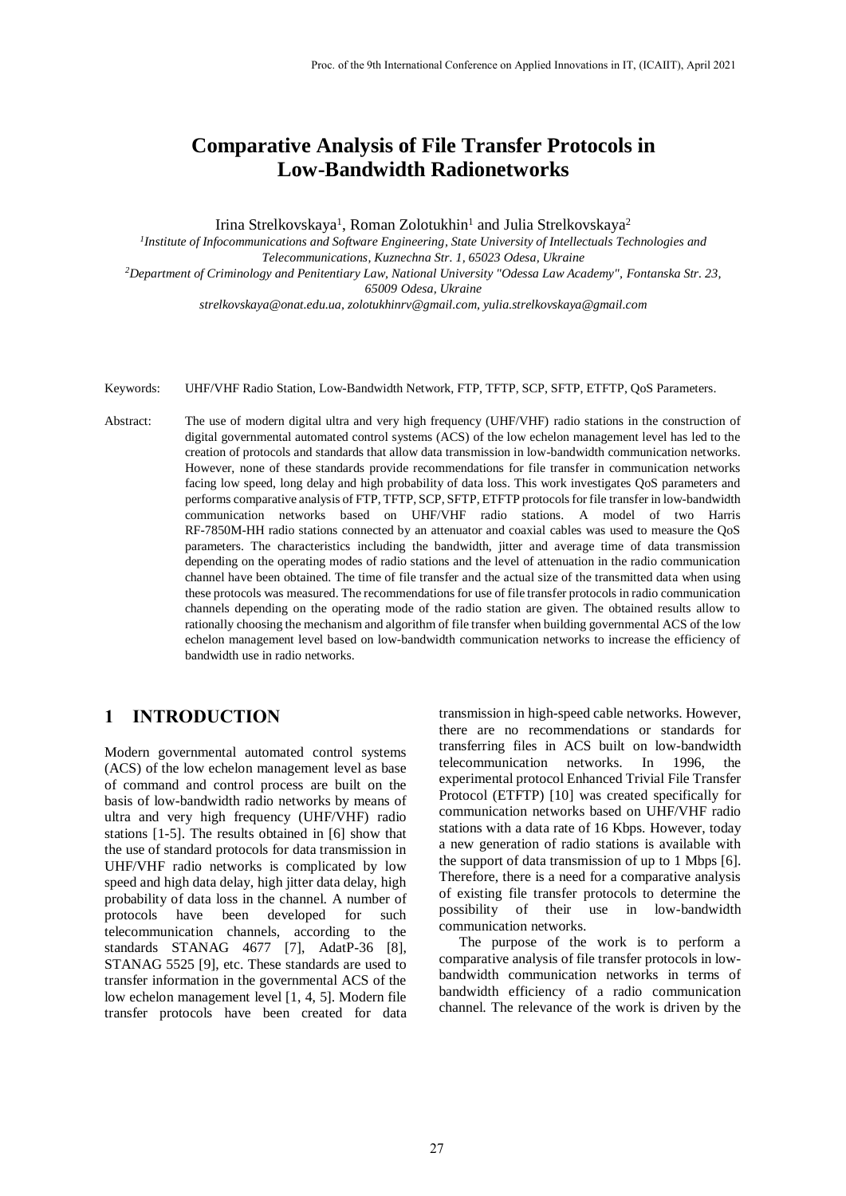# Comparative Analysis of File Transfer Protocols in Low-Bandwidth Radionetworks

Irina Strelkovskaya[1], Roman Zolotukhin[1] and Julia Strelkovskaya[2]

[1]*Institute of Infocommunications and Software Engineering, State University of Intellectuals Technologies and Telecommunications, Kuznechna Str. 1, 65023 Odesa, Ukraine*

[2]*Department of Criminology and Penitentiary Law, National University "Odessa Law Academy", Fontanska Str. 23, 65009 Odesa, Ukraine*

*strelkovskaya@onat.edu.ua, zolotukhinrv@gmail.com, yulia.strelkovskaya@gmail.com*

Keywords: UHF/VHF Radio Station, Low-Bandwidth Network, FTP, TFTP, SCP, SFTP, ETFTP, QoS Parameters.

Abstract: The use of modern digital ultra and very high frequency (UHF/VHF) radio stations in the construction of digital governmental automated control systems (ACS) of the low echelon management level has led to the creation of protocols and standards that allow data transmission in low-bandwidth communication networks. However, none of these standards provide recommendations for file transfer in communication networks facing low speed, long delay and high probability of data loss. This work investigates QoS parameters and performs comparative analysis of FTP, TFTP, SCP, SFTP, ETFTP protocols for file transfer in low-bandwidth communication networks based on UHF/VHF radio stations. A model of two Harris RF-7850M-HH radio stations connected by an attenuator and coaxial cables was used to measure the QoS parameters. The characteristics including the bandwidth, jitter and average time of data transmission depending on the operating modes of radio stations and the level of attenuation in the radio communication channel have been obtained. The time of file transfer and the actual size of the transmitted data when using these protocols was measured. The recommendations for use of file transfer protocols in radio communication channels depending on the operating mode of the radio station are given. The obtained results allow to rationally choosing the mechanism and algorithm of file transfer when building governmental ACS of the low echelon management level based on low-bandwidth communication networks to increase the efficiency of bandwidth use in radio networks.

## 1 INTRODUCTION

Modern governmental automated control systems (ACS) of the low echelon management level as base of command and control process are built on the basis of low-bandwidth radio networks by means of ultra and very high frequency (UHF/VHF) radio stations [1-5]. The results obtained in [6] show that the use of standard protocols for data transmission in UHF/VHF radio networks is complicated by low speed and high data delay, high jitter data delay, high probability of data loss in the channel. A number of protocols have been developed for such telecommunication channels, according to the standards STANAG 4677 [7], AdatP-36 [8], STANAG 5525 [9], etc. These standards are used to transfer information in the governmental ACS of the low echelon management level [1, 4, 5]. Modern file transfer protocols have been created for data transmission in high-speed cable networks. However, there are no recommendations or standards for transferring files in ACS built on low-bandwidth telecommunication networks. In 1996, the experimental protocol Enhanced Trivial File Transfer Protocol (ETFTP) [10] was created specifically for communication networks based on UHF/VHF radio stations with a data rate of 16 Kbps. However, today a new generation of radio stations is available with the support of data transmission of up to 1 Mbps [6]. Therefore, there is a need for a comparative analysis of existing file transfer protocols to determine the possibility of their use in low-bandwidth communication networks.

The purpose of the work is to perform a comparative analysis of file transfer protocols in low-bandwidth communication networks in terms of bandwidth efficiency of a radio communication channel. The relevance of the work is driven by the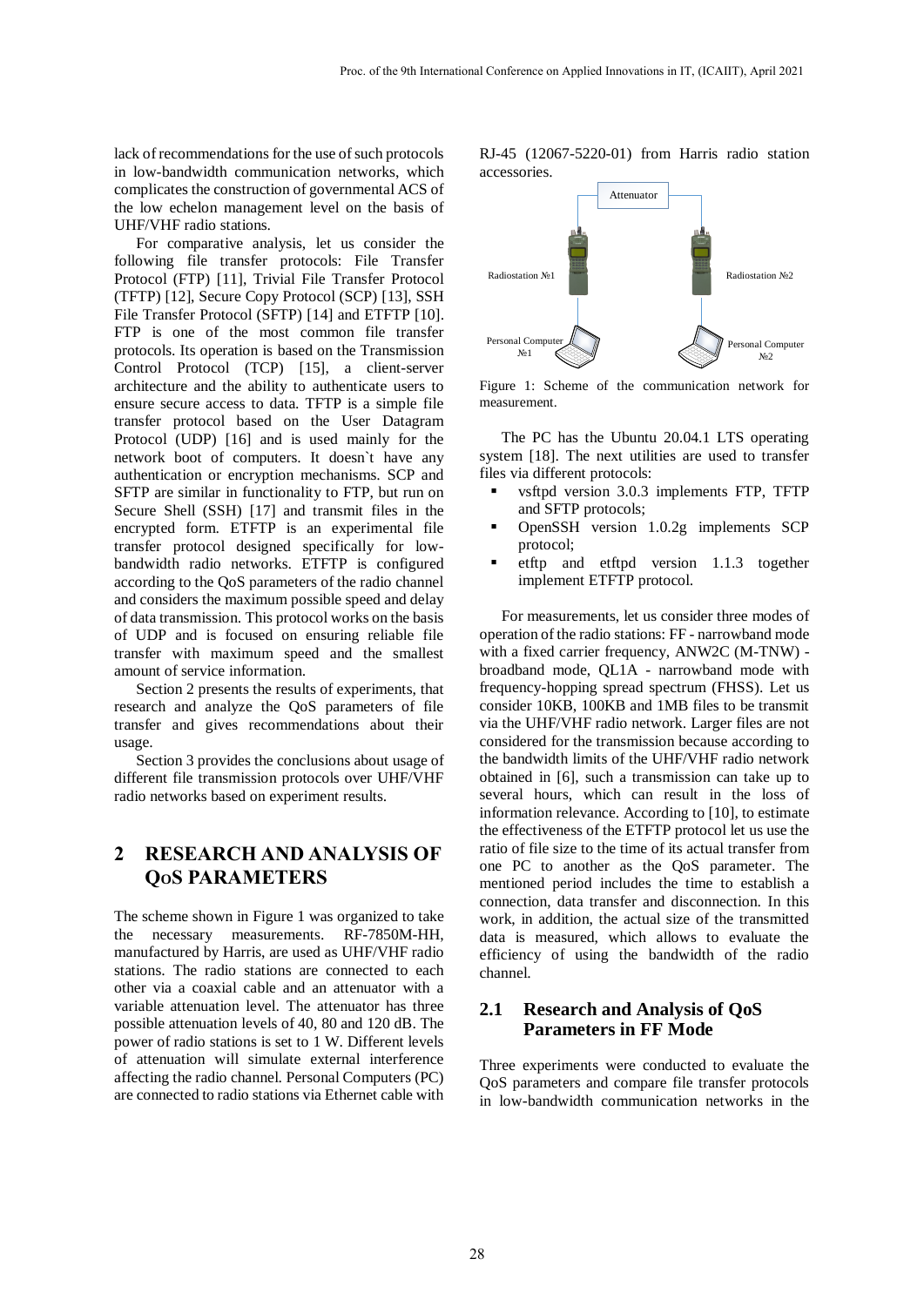lack of recommendations for the use of such protocols in low-bandwidth communication networks, which complicates the construction of governmental ACS of the low echelon management level on the basis of UHF/VHF radio stations.

For comparative analysis, let us consider the following file transfer protocols: File Transfer Protocol (FTP) [11], Trivial File Transfer Protocol (TFTP) [12], Secure Copy Protocol (SCP) [13], SSH File Transfer Protocol (SFTP) [14] and ETFTP [10]. FTP is one of the most common file transfer protocols. Its operation is based on the Transmission Control Protocol (TCP) [15], a client-server architecture and the ability to authenticate users to ensure secure access to data. TFTP is a simple file transfer protocol based on the User Datagram Protocol (UDP) [16] and is used mainly for the network boot of computers. It doesn`t have any authentication or encryption mechanisms. SCP and SFTP are similar in functionality to FTP, but run on Secure Shell (SSH) [17] and transmit files in the encrypted form. ETFTP is an experimental file transfer protocol designed specifically for low-bandwidth radio networks. ETFTP is configured according to the QoS parameters of the radio channel and considers the maximum possible speed and delay of data transmission. This protocol works on the basis of UDP and is focused on ensuring reliable file transfer with maximum speed and the smallest amount of service information.

Section 2 presents the results of experiments, that research and analyze the QoS parameters of file transfer and gives recommendations about their usage.

Section 3 provides the conclusions about usage of different file transmission protocols over UHF/VHF radio networks based on experiment results.

## 2 RESEARCH AND ANALYSIS OF QoS PARAMETERS

The scheme shown in Figure 1 was organized to take the necessary measurements. RF-7850M-HH, manufactured by Harris, are used as UHF/VHF radio stations. The radio stations are connected to each other via a coaxial cable and an attenuator with a variable attenuation level. The attenuator has three possible attenuation levels of 40, 80 and 120 dB. The power of radio stations is set to 1 W. Different levels of attenuation will simulate external interference affecting the radio channel. Personal Computers (PC) are connected to radio stations via Ethernet cable with RJ-45 (12067-5220-01) from Harris radio station accessories.

Attenuator

Radiostation №1 Radiostation №2

Personal Computer №1 Personal Computer №2

Figure 1: Scheme of the communication network for measurement.

The PC has the Ubuntu 20.04.1 LTS operating system [18]. The next utilities are used to transfer files via different protocols:

- vsftpd version 3.0.3 implements FTP, TFTP and SFTP protocols;
- OpenSSH version 1.0.2g implements SCP protocol;
- etftp and etftpd version 1.1.3 together implement ETFTP protocol.

For measurements, let us consider three modes of operation of the radio stations: FF - narrowband mode with a fixed carrier frequency, ANW2C (M-TNW) - broadband mode, QL1A - narrowband mode with frequency-hopping spread spectrum (FHSS). Let us consider 10KB, 100KB and 1MB files to be transmit via the UHF/VHF radio network. Larger files are not considered for the transmission because according to the bandwidth limits of the UHF/VHF radio network obtained in [6], such a transmission can take up to several hours, which can result in the loss of information relevance. According to [10], to estimate the effectiveness of the ETFTP protocol let us use the ratio of file size to the time of its actual transfer from one PC to another as the QoS parameter. The mentioned period includes the time to establish a connection, data transfer and disconnection. In this work, in addition, the actual size of the transmitted data is measured, which allows to evaluate the efficiency of using the bandwidth of the radio channel.

### 2.1 Research and Analysis of QoS Parameters in FF Mode

Three experiments were conducted to evaluate the QoS parameters and compare file transfer protocols in low-bandwidth communication networks in the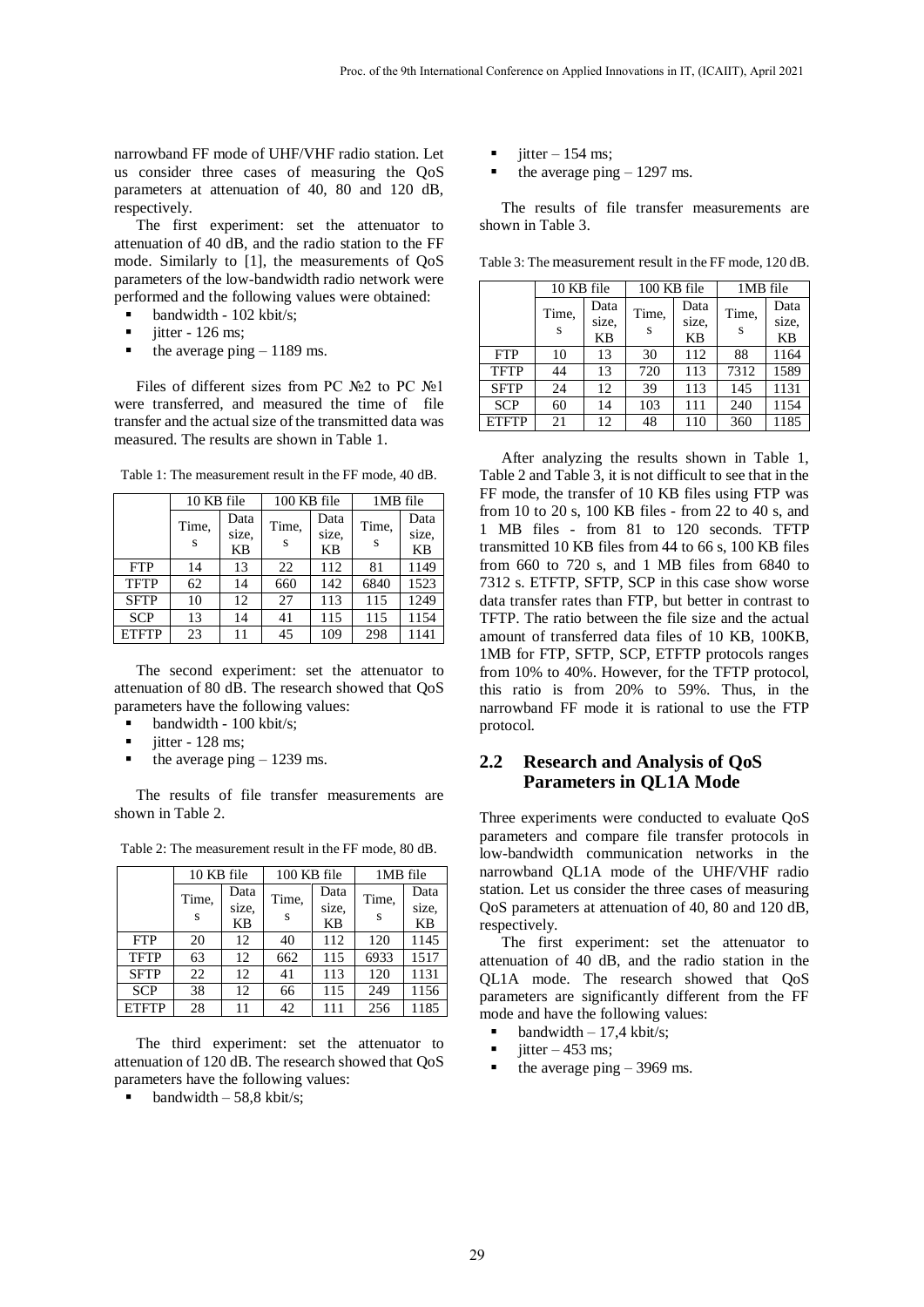narrowband FF mode of UHF/VHF radio station. Let us consider three cases of measuring the QoS parameters at attenuation of 40, 80 and 120 dB, respectively.

The first experiment: set the attenuator to attenuation of 40 dB, and the radio station to the FF mode. Similarly to [1], the measurements of QoS parameters of the low-bandwidth radio network were performed and the following values were obtained:

- bandwidth - 102 kbit/s;
- jitter - 126 ms;
- the average ping – 1189 ms.

Files of different sizes from PC №2 to PC №1 were transferred, and measured the time of file transfer and the actual size of the transmitted data was measured. The results are shown in Table 1.

Table 1: The measurement result in the FF mode, 40 dB.

| | 10 KB file | | 100 KB file | | 1MB file | |
|---|---|---|---|---|---|---|
| | Time, s | Data size, KB | Time, s | Data size, KB | Time, s | Data size, KB |
| FTP | 14 | 13 | 22 | 112 | 81 | 1149 |
| TFTP | 62 | 14 | 660 | 142 | 6840 | 1523 |
| SFTP | 10 | 12 | 27 | 113 | 115 | 1249 |
| SCP | 13 | 14 | 41 | 115 | 115 | 1154 |
| ETFTP | 23 | 11 | 45 | 109 | 298 | 1141 |

The second experiment: set the attenuator to attenuation of 80 dB. The research showed that QoS parameters have the following values:

- bandwidth - 100 kbit/s;
- jitter - 128 ms;
- the average ping – 1239 ms.

The results of file transfer measurements are shown in Table 2.

Table 2: The measurement result in the FF mode, 80 dB.

| | 10 KB file | | 100 KB file | | 1MB file | |
|---|---|---|---|---|---|---|
| | Time, s | Data size, KB | Time, s | Data size, KB | Time, s | Data size, KB |
| FTP | 20 | 12 | 40 | 112 | 120 | 1145 |
| TFTP | 63 | 12 | 662 | 115 | 6933 | 1517 |
| SFTP | 22 | 12 | 41 | 113 | 120 | 1131 |
| SCP | 38 | 12 | 66 | 115 | 249 | 1156 |
| ETFTP | 28 | 11 | 42 | 111 | 256 | 1185 |

The third experiment: set the attenuator to attenuation of 120 dB. The research showed that QoS parameters have the following values:

- bandwidth – 58,8 kbit/s;
- jitter – 154 ms;
- the average ping – 1297 ms.

The results of file transfer measurements are shown in Table 3.

Table 3: The measurement result in the FF mode, 120 dB.

| | 10 KB file | | 100 KB file | | 1MB file | |
|---|---|---|---|---|---|---|
| | Time, s | Data size, KB | Time, s | Data size, KB | Time, s | Data size, KB |
| FTP | 10 | 13 | 30 | 112 | 88 | 1164 |
| TFTP | 44 | 13 | 720 | 113 | 7312 | 1589 |
| SFTP | 24 | 12 | 39 | 113 | 145 | 1131 |
| SCP | 60 | 14 | 103 | 111 | 240 | 1154 |
| ETFTP | 21 | 12 | 48 | 110 | 360 | 1185 |

After analyzing the results shown in Table 1, Table 2 and Table 3, it is not difficult to see that in the FF mode, the transfer of 10 KB files using FTP was from 10 to 20 s, 100 KB files - from 22 to 40 s, and 1 MB files - from 81 to 120 seconds. TFTP transmitted 10 KB files from 44 to 66 s, 100 KB files from 660 to 720 s, and 1 MB files from 6840 to 7312 s. ETFTP, SFTP, SCP in this case show worse data transfer rates than FTP, but better in contrast to TFTP. The ratio between the file size and the actual amount of transferred data files of 10 KB, 100KB, 1MB for FTP, SFTP, SCP, ETFTP protocols ranges from 10% to 40%. However, for the TFTP protocol, this ratio is from 20% to 59%. Thus, in the narrowband FF mode it is rational to use the FTP protocol.

### 2.2 Research and Analysis of QoS Parameters in QL1A Mode

Three experiments were conducted to evaluate QoS parameters and compare file transfer protocols in low-bandwidth communication networks in the narrowband QL1A mode of the UHF/VHF radio station. Let us consider the three cases of measuring QoS parameters at attenuation of 40, 80 and 120 dB, respectively.

The first experiment: set the attenuator to attenuation of 40 dB, and the radio station in the QL1A mode. The research showed that QoS parameters are significantly different from the FF mode and have the following values:

- bandwidth – 17,4 kbit/s;
- jitter – 453 ms;
- the average ping – 3969 ms.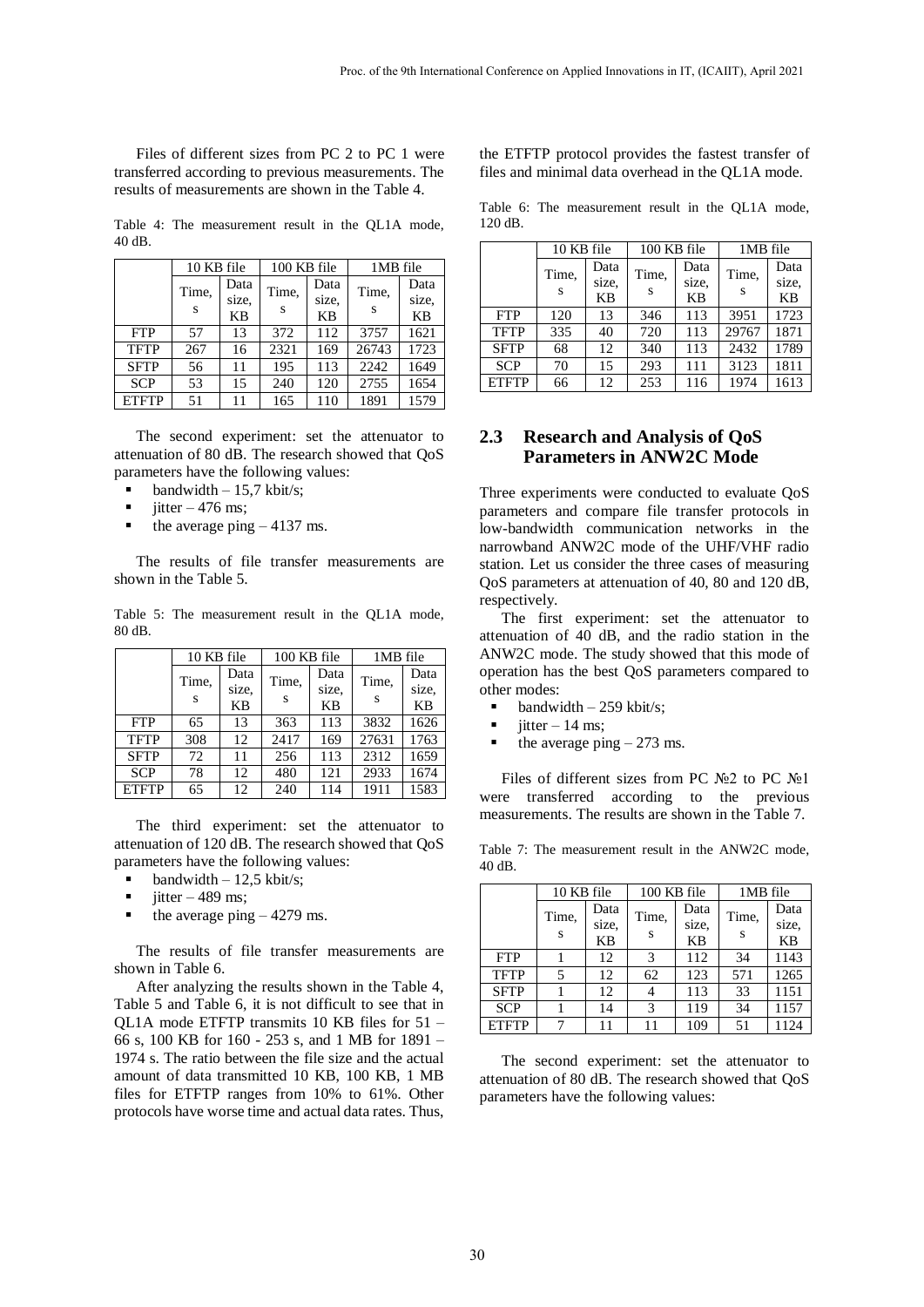Files of different sizes from PC 2 to PC 1 were transferred according to previous measurements. The results of measurements are shown in the Table 4.

Table 4: The measurement result in the QL1A mode, 40 dB.

| | 10 KB file | | 100 KB file | | 1MB file | |
|---|---|---|---|---|---|---|
| | Time, s | Data size, KB | Time, s | Data size, KB | Time, s | Data size, KB |
| FTP | 57 | 13 | 372 | 112 | 3757 | 1621 |
| TFTP | 267 | 16 | 2321 | 169 | 26743 | 1723 |
| SFTP | 56 | 11 | 195 | 113 | 2242 | 1649 |
| SCP | 53 | 15 | 240 | 120 | 2755 | 1654 |
| ETFTP | 51 | 11 | 165 | 110 | 1891 | 1579 |

The second experiment: set the attenuator to attenuation of 80 dB. The research showed that QoS parameters have the following values:

- bandwidth – 15,7 kbit/s;
- jitter – 476 ms;
- the average ping – 4137 ms.

The results of file transfer measurements are shown in the Table 5.

Table 5: The measurement result in the QL1A mode, 80 dB.

| | 10 KB file | | 100 KB file | | 1MB file | |
|---|---|---|---|---|---|---|
| | Time, s | Data size, KB | Time, s | Data size, KB | Time, s | Data size, KB |
| FTP | 65 | 13 | 363 | 113 | 3832 | 1626 |
| TFTP | 308 | 12 | 2417 | 169 | 27631 | 1763 |
| SFTP | 72 | 11 | 256 | 113 | 2312 | 1659 |
| SCP | 78 | 12 | 480 | 121 | 2933 | 1674 |
| ETFTP | 65 | 12 | 240 | 114 | 1911 | 1583 |

The third experiment: set the attenuator to attenuation of 120 dB. The research showed that QoS parameters have the following values:

- bandwidth – 12,5 kbit/s;
- jitter – 489 ms;
- the average ping – 4279 ms.

The results of file transfer measurements are shown in Table 6.

After analyzing the results shown in the Table 4, Table 5 and Table 6, it is not difficult to see that in QL1A mode ETFTP transmits 10 KB files for 51 – 66 s, 100 KB for 160 - 253 s, and 1 MB for 1891 – 1974 s. The ratio between the file size and the actual amount of data transmitted 10 KB, 100 KB, 1 MB files for ETFTP ranges from 10% to 61%. Other protocols have worse time and actual data rates. Thus, the ETFTP protocol provides the fastest transfer of files and minimal data overhead in the QL1A mode.

Table 6: The measurement result in the QL1A mode, 120 dB.

| | 10 KB file | | 100 KB file | | 1MB file | |
|---|---|---|---|---|---|---|
| | Time, s | Data size, KB | Time, s | Data size, KB | Time, s | Data size, KB |
| FTP | 120 | 13 | 346 | 113 | 3951 | 1723 |
| TFTP | 335 | 40 | 720 | 113 | 29767 | 1871 |
| SFTP | 68 | 12 | 340 | 113 | 2432 | 1789 |
| SCP | 70 | 15 | 293 | 111 | 3123 | 1811 |
| ETFTP | 66 | 12 | 253 | 116 | 1974 | 1613 |

### 2.3 Research and Analysis of QoS Parameters in ANW2C Mode

Three experiments were conducted to evaluate QoS parameters and compare file transfer protocols in low-bandwidth communication networks in the narrowband ANW2C mode of the UHF/VHF radio station. Let us consider the three cases of measuring QoS parameters at attenuation of 40, 80 and 120 dB, respectively.

The first experiment: set the attenuator to attenuation of 40 dB, and the radio station in the ANW2C mode. The study showed that this mode of operation has the best QoS parameters compared to other modes:

- bandwidth – 259 kbit/s;
- jitter – 14 ms;
- the average ping – 273 ms.

Files of different sizes from PC №2 to PC №1 were transferred according to the previous measurements. The results are shown in the Table 7.

Table 7: The measurement result in the ANW2C mode, 40 dB.

| | 10 KB file | | 100 KB file | | 1MB file | |
|---|---|---|---|---|---|---|
| | Time, s | Data size, KB | Time, s | Data size, KB | Time, s | Data size, KB |
| FTP | 1 | 12 | 3 | 112 | 34 | 1143 |
| TFTP | 5 | 12 | 62 | 123 | 571 | 1265 |
| SFTP | 1 | 12 | 4 | 113 | 33 | 1151 |
| SCP | 1 | 14 | 3 | 119 | 34 | 1157 |
| ETFTP | 7 | 11 | 11 | 109 | 51 | 1124 |

The second experiment: set the attenuator to attenuation of 80 dB. The research showed that QoS parameters have the following values: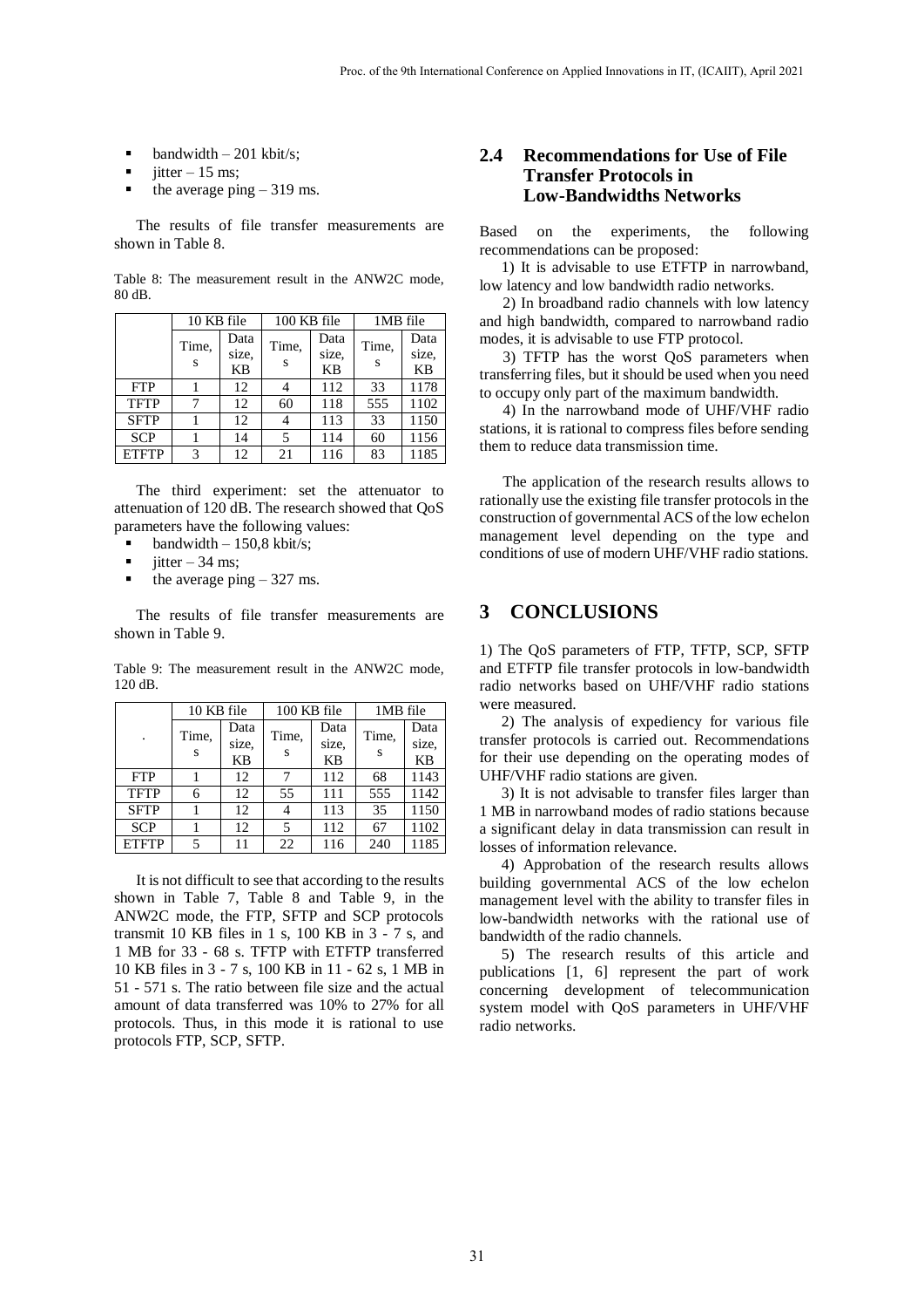- bandwidth – 201 kbit/s;
- jitter – 15 ms;
- the average ping – 319 ms.

The results of file transfer measurements are shown in Table 8.

Table 8: The measurement result in the ANW2C mode, 80 dB.

| | 10 KB file | | 100 KB file | | 1MB file | |
|---|---|---|---|---|---|---|
| | Time, s | Data size, KB | Time, s | Data size, KB | Time, s | Data size, KB |
| FTP | 1 | 12 | 4 | 112 | 33 | 1178 |
| TFTP | 7 | 12 | 60 | 118 | 555 | 1102 |
| SFTP | 1 | 12 | 4 | 113 | 33 | 1150 |
| SCP | 1 | 14 | 5 | 114 | 60 | 1156 |
| ETFTP | 3 | 12 | 21 | 116 | 83 | 1185 |

The third experiment: set the attenuator to attenuation of 120 dB. The research showed that QoS parameters have the following values:

- bandwidth – 150,8 kbit/s;
- jitter – 34 ms;
- the average ping – 327 ms.

The results of file transfer measurements are shown in Table 9.

Table 9: The measurement result in the ANW2C mode, 120 dB.

| . | 10 KB file | | 100 KB file | | 1MB file | |
|---|---|---|---|---|---|---|
| | Time, s | Data size, KB | Time, s | Data size, KB | Time, s | Data size, KB |
| FTP | 1 | 12 | 7 | 112 | 68 | 1143 |
| TFTP | 6 | 12 | 55 | 111 | 555 | 1142 |
| SFTP | 1 | 12 | 4 | 113 | 35 | 1150 |
| SCP | 1 | 12 | 5 | 112 | 67 | 1102 |
| ETFTP | 5 | 11 | 22 | 116 | 240 | 1185 |

It is not difficult to see that according to the results shown in Table 7, Table 8 and Table 9, in the ANW2C mode, the FTP, SFTP and SCP protocols transmit 10 KB files in 1 s, 100 KB in 3 - 7 s, and 1 MB for 33 - 68 s. TFTP with ETFTP transferred 10 KB files in 3 - 7 s, 100 KB in 11 - 62 s, 1 MB in 51 - 571 s. The ratio between file size and the actual amount of data transferred was 10% to 27% for all protocols. Thus, in this mode it is rational to use protocols FTP, SCP, SFTP.

### 2.4 Recommendations for Use of File Transfer Protocols in Low-Bandwidths Networks

Based on the experiments, the following recommendations can be proposed:

1) It is advisable to use ETFTP in narrowband, low latency and low bandwidth radio networks.

2) In broadband radio channels with low latency and high bandwidth, compared to narrowband radio modes, it is advisable to use FTP protocol.

3) TFTP has the worst QoS parameters when transferring files, but it should be used when you need to occupy only part of the maximum bandwidth.

4) In the narrowband mode of UHF/VHF radio stations, it is rational to compress files before sending them to reduce data transmission time.

The application of the research results allows to rationally use the existing file transfer protocols in the construction of governmental ACS of the low echelon management level depending on the type and conditions of use of modern UHF/VHF radio stations.

## 3 CONCLUSIONS

1) The QoS parameters of FTP, TFTP, SCP, SFTP and ETFTP file transfer protocols in low-bandwidth radio networks based on UHF/VHF radio stations were measured.

2) The analysis of expediency for various file transfer protocols is carried out. Recommendations for their use depending on the operating modes of UHF/VHF radio stations are given.

3) It is not advisable to transfer files larger than 1 MB in narrowband modes of radio stations because a significant delay in data transmission can result in losses of information relevance.

4) Approbation of the research results allows building governmental ACS of the low echelon management level with the ability to transfer files in low-bandwidth networks with the rational use of bandwidth of the radio channels.

5) The research results of this article and publications [1, 6] represent the part of work concerning development of telecommunication system model with QoS parameters in UHF/VHF radio networks.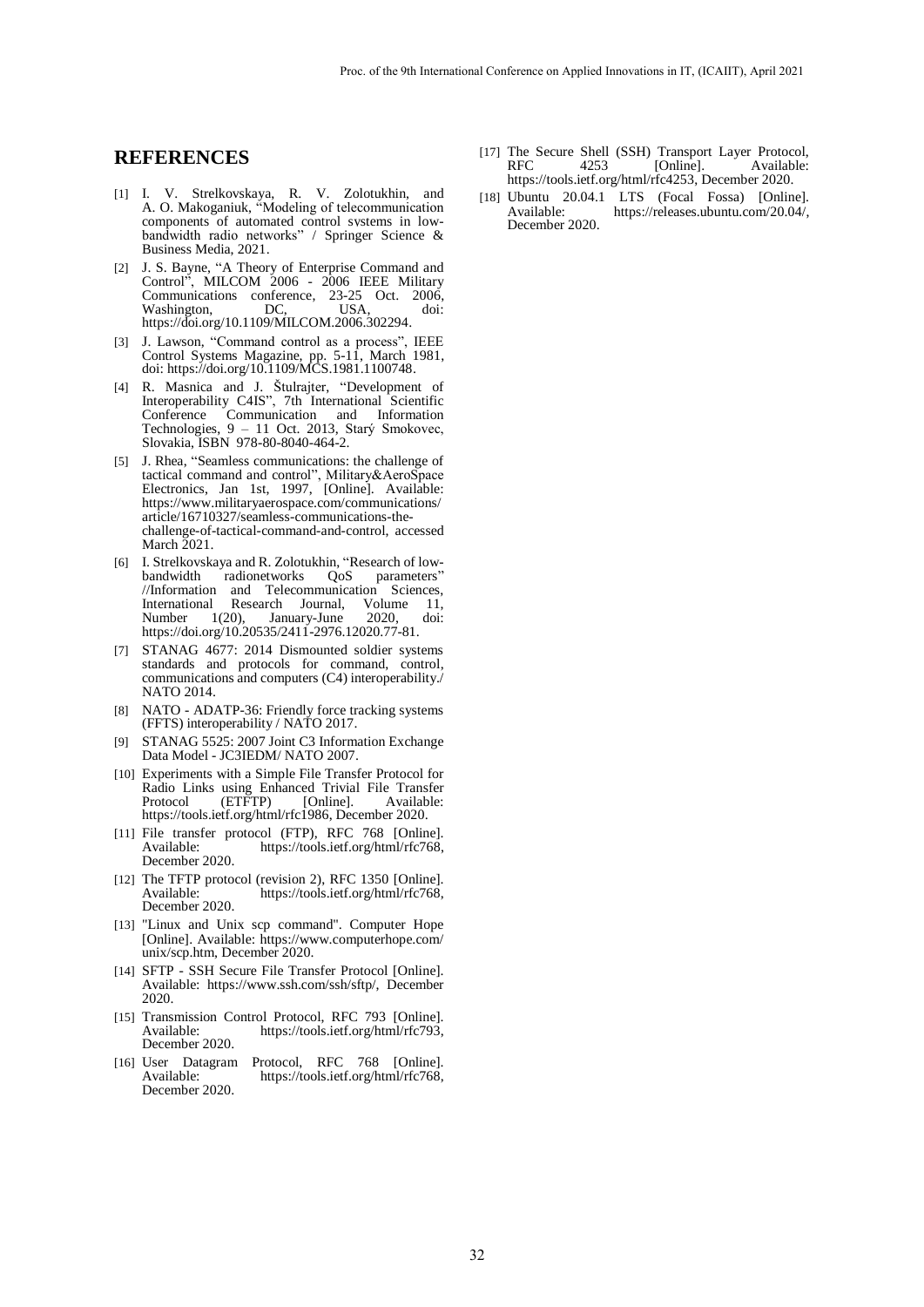## REFERENCES

[1] I. V. Strelkovskaya, R. V. Zolotukhin, and A. O. Makoganiuk, "Modeling of telecommunication components of automated control systems in low-bandwidth radio networks" / Springer Science & Business Media, 2021.

[2] J. S. Bayne, "A Theory of Enterprise Command and Control", MILCOM 2006 - 2006 IEEE Military Communications conference, 23-25 Oct. 2006, Washington, DC, USA, doi: https://doi.org/10.1109/MILCOM.2006.302294.

[3] J. Lawson, "Command control as a process", IEEE Control Systems Magazine, pp. 5-11, March 1981, doi: https://doi.org/10.1109/MCS.1981.1100748.

[4] R. Masnica and J. Štulrajter, "Development of Interoperability C4IS", 7th International Scientific Conference Communication and Information Technologies, 9 – 11 Oct. 2013, Starý Smokovec, Slovakia, ISBN 978-80-8040-464-2.

[5] J. Rhea, "Seamless communications: the challenge of tactical command and control", Military&AeroSpace Electronics, Jan 1st, 1997, [Online]. Available: https://www.militaryaerospace.com/communications/article/16710327/seamless-communications-the-challenge-of-tactical-command-and-control, accessed March 2021.

[6] I. Strelkovskaya and R. Zolotukhin, "Research of low-bandwidth radionetworks QoS parameters" //Information and Telecommunication Sciences, International Research Journal, Volume 11, Number 1(20), January-June 2020, doi: https://doi.org/10.20535/2411-2976.12020.77-81.

[7] STANAG 4677: 2014 Dismounted soldier systems standards and protocols for command, control, communications and computers (C4) interoperability./ NATO 2014.

[8] NATO - ADATP-36: Friendly force tracking systems (FFTS) interoperability / NATO 2017.

[9] STANAG 5525: 2007 Joint C3 Information Exchange Data Model - JC3IEDM/ NATO 2007.

[10] Experiments with a Simple File Transfer Protocol for Radio Links using Enhanced Trivial File Transfer Protocol (ETFTP) [Online]. Available: https://tools.ietf.org/html/rfc1986, December 2020.

[11] File transfer protocol (FTP), RFC 768 [Online]. Available: https://tools.ietf.org/html/rfc768, December 2020.

[12] The TFTP protocol (revision 2), RFC 1350 [Online]. Available: https://tools.ietf.org/html/rfc768, December 2020.

[13] "Linux and Unix scp command". Computer Hope [Online]. Available: https://www.computerhope.com/unix/scp.htm, December 2020.

[14] SFTP - SSH Secure File Transfer Protocol [Online]. Available: https://www.ssh.com/ssh/sftp/, December 2020.

[15] Transmission Control Protocol, RFC 793 [Online]. Available: https://tools.ietf.org/html/rfc793, December 2020.

[16] User Datagram Protocol, RFC 768 [Online]. Available: https://tools.ietf.org/html/rfc768, December 2020.

[17] The Secure Shell (SSH) Transport Layer Protocol, RFC 4253 [Online]. Available: https://tools.ietf.org/html/rfc4253, December 2020.

[18] Ubuntu 20.04.1 LTS (Focal Fossa) [Online]. Available: https://releases.ubuntu.com/20.04/, December 2020.